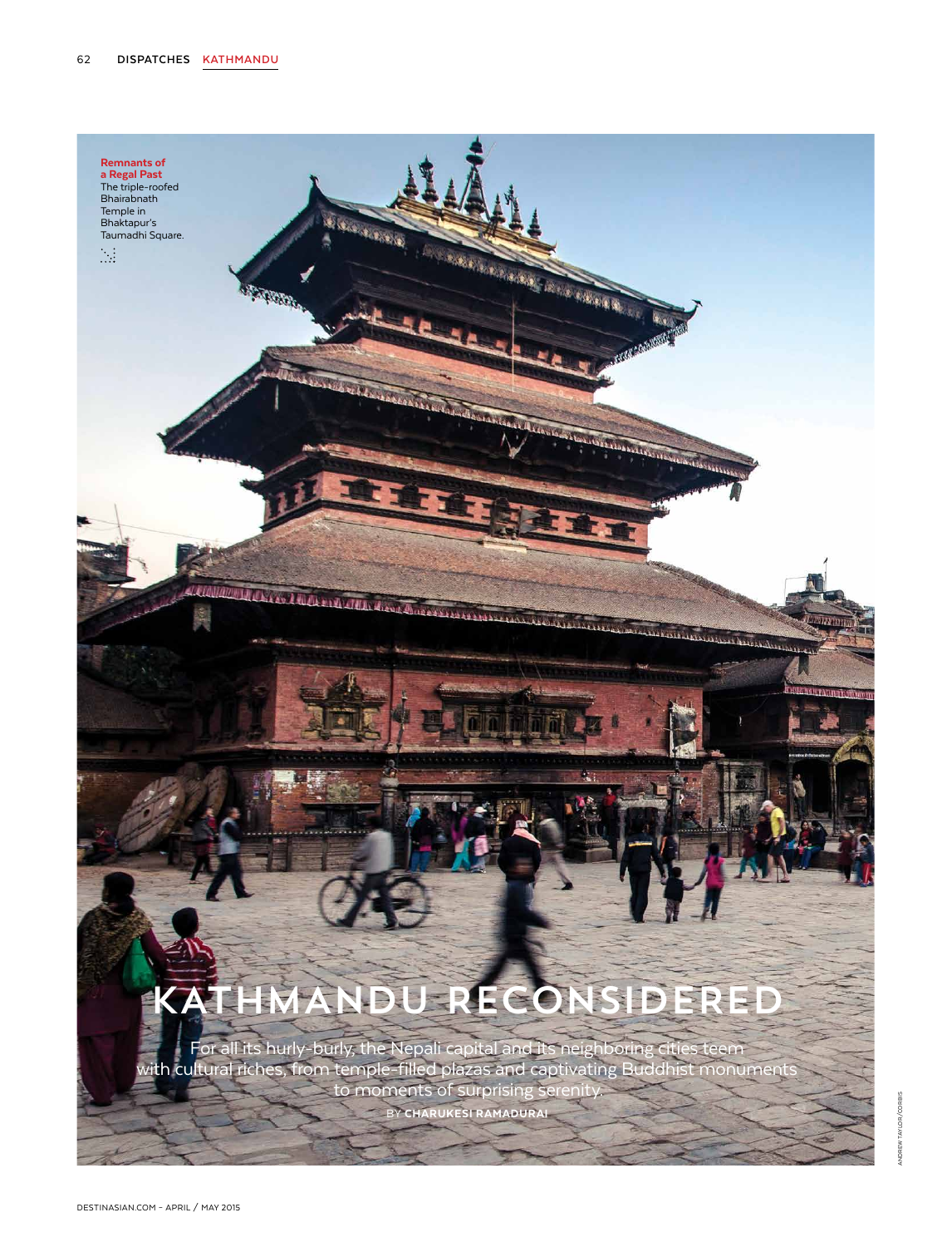**Remnants of a Regal Past**
The triple-roofed Bhairabnath Temple in Bhaktapur's Taumadhi Square.

# KATHMANDU RECONSIDERED

For all its hurly-burly, the Nepali capital and its neighboring cities teem with cultural riches, from temple-filled plazas and captivating Buddhist monuments to moments of surprising serenity.

BY **CHARUKESI RAMADURAI**

ANDREW TAYLOR/CORBIS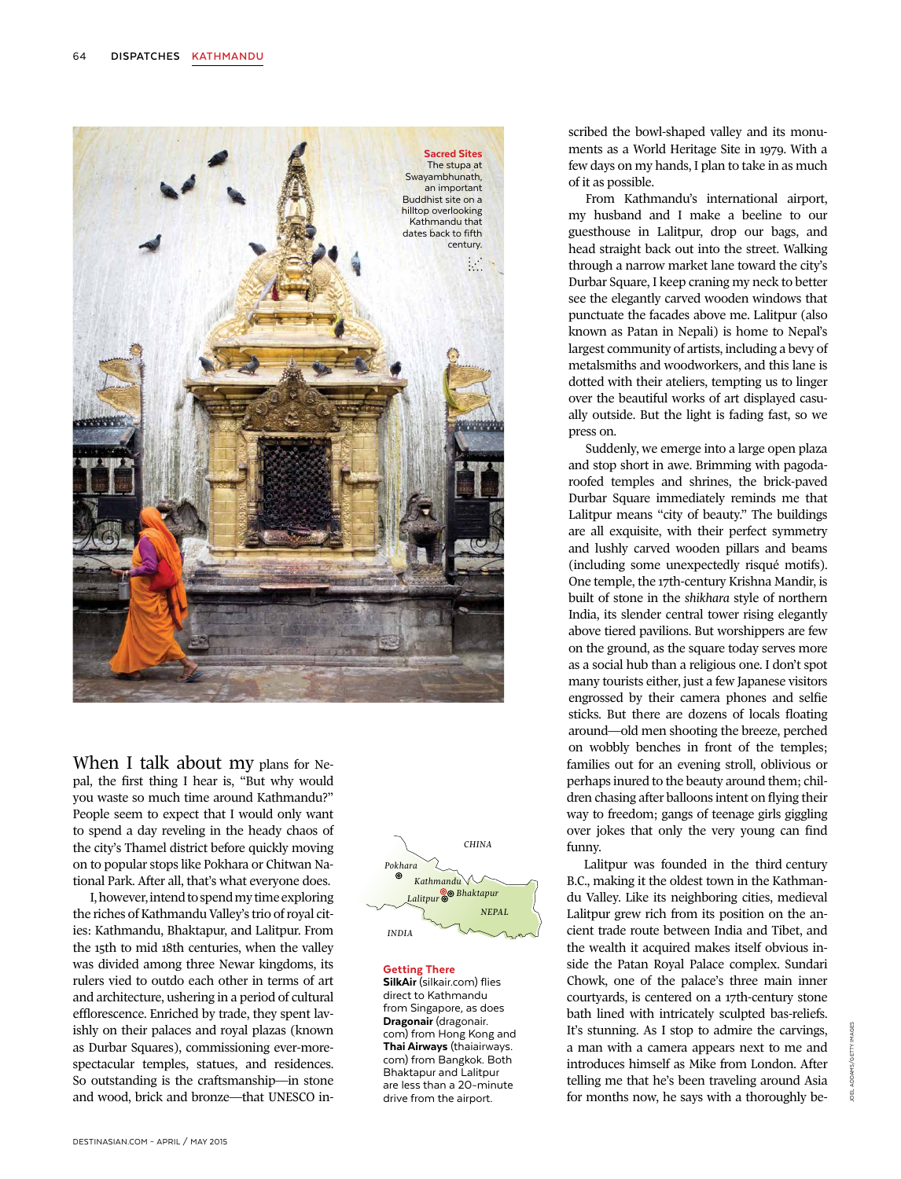**Sacred Sites** The stupa at Swayambhunath, an important Buddhist site on a hilltop overlooking Kathmandu that dates back to fifth century.

When I talk about my plans for Nepal, the first thing I hear is, "But why would you waste so much time around Kathmandu?" People seem to expect that I would only want to spend a day reveling in the heady chaos of the city's Thamel district before quickly moving on to popular stops like Pokhara or Chitwan National Park. After all, that's what everyone does.

I, however, intend to spend my time exploring the riches of Kathmandu Valley's trio of royal cities: Kathmandu, Bhaktapur, and Lalitpur. From the 15th to mid 18th centuries, when the valley was divided among three Newar kingdoms, its rulers vied to outdo each other in terms of art and architecture, ushering in a period of cultural efflorescence. Enriched by trade, they spent lavishly on their palaces and royal plazas (known as Durbar Squares), commissioning ever-more-spectacular temples, statues, and residences. So outstanding is the craftsmanship—in stone and wood, brick and bronze—that UNESCO inscribed the bowl-shaped valley and its monuments as a World Heritage Site in 1979. With a few days on my hands, I plan to take in as much of it as possible.

From Kathmandu's international airport, my husband and I make a beeline to our guesthouse in Lalitpur, drop our bags, and head straight back out into the street. Walking through a narrow market lane toward the city's Durbar Square, I keep craning my neck to better see the elegantly carved wooden windows that punctuate the facades above me. Lalitpur (also known as Patan in Nepali) is home to Nepal's largest community of artists, including a bevy of metalsmiths and woodworkers, and this lane is dotted with their ateliers, tempting us to linger over the beautiful works of art displayed casually outside. But the light is fading fast, so we press on.

Suddenly, we emerge into a large open plaza and stop short in awe. Brimming with pagoda-roofed temples and shrines, the brick-paved Durbar Square immediately reminds me that Lalitpur means "city of beauty." The buildings are all exquisite, with their perfect symmetry and lushly carved wooden pillars and beams (including some unexpectedly risqué motifs). One temple, the 17th-century Krishna Mandir, is built of stone in the *shikhara* style of northern India, its slender central tower rising elegantly above tiered pavilions. But worshippers are few on the ground, as the square today serves more as a social hub than a religious one. I don't spot many tourists either, just a few Japanese visitors engrossed by their camera phones and selfie sticks. But there are dozens of locals floating around—old men shooting the breeze, perched on wobbly benches in front of the temples; families out for an evening stroll, oblivious or perhaps inured to the beauty around them; children chasing after balloons intent on flying their way to freedom; gangs of teenage girls giggling over jokes that only the very young can find funny.

Lalitpur was founded in the third century B.C., making it the oldest town in the Kathmandu Valley. Like its neighboring cities, medieval Lalitpur grew rich from its position on the ancient trade route between India and Tibet, and the wealth it acquired makes itself obvious inside the Patan Royal Palace complex. Sundari Chowk, one of the palace's three main inner courtyards, is centered on a 17th-century stone bath lined with intricately sculpted bas-reliefs. It's stunning. As I stop to admire the carvings, a man with a camera appears next to me and introduces himself as Mike from London. After telling me that he's been traveling around Asia for months now, he says with a thoroughly be-

CHINA
Pokhara
Kathmandu
Lalitpur
Bhaktapur
NEPAL
INDIA

**Getting There**
**SilkAir** (silkair.com) flies direct to Kathmandu from Singapore, as does **Dragonair** (dragonair.com) from Hong Kong and **Thai Airways** (thaiairways.com) from Bangkok. Both Bhaktapur and Lalitpur are less than a 20-minute drive from the airport.

JOEL ADDAMS/GETTY IMAGES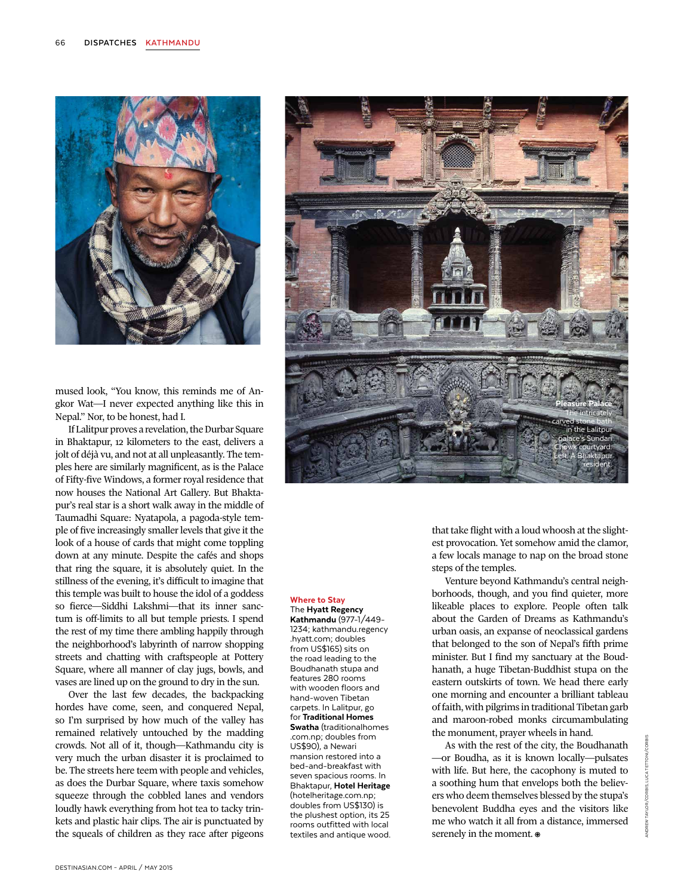mused look, "You know, this reminds me of Angkor Wat—I never expected anything like this in Nepal." Nor, to be honest, had I.

If Lalitpur proves a revelation, the Durbar Square in Bhaktapur, 12 kilometers to the east, delivers a jolt of déjà vu, and not at all unpleasantly. The temples here are similarly magnificent, as is the Palace of Fifty-five Windows, a former royal residence that now houses the National Art Gallery. But Bhaktapur's real star is a short walk away in the middle of Taumadhi Square: Nyatapola, a pagoda-style temple of five increasingly smaller levels that give it the look of a house of cards that might come toppling down at any minute. Despite the cafés and shops that ring the square, it is absolutely quiet. In the stillness of the evening, it's difficult to imagine that this temple was built to house the idol of a goddess so fierce—Siddhi Lakshmi—that its inner sanctum is off-limits to all but temple priests. I spend the rest of my time there ambling happily through the neighborhood's labyrinth of narrow shopping streets and chatting with craftspeople at Pottery Square, where all manner of clay jugs, bowls, and vases are lined up on the ground to dry in the sun.

Over the last few decades, the backpacking hordes have come, seen, and conquered Nepal, so I'm surprised by how much of the valley has remained relatively untouched by the madding crowds. Not all of it, though—Kathmandu city is very much the urban disaster it is proclaimed to be. The streets here teem with people and vehicles, as does the Durbar Square, where taxis somehow squeeze through the cobbled lanes and vendors loudly hawk everything from hot tea to tacky trinkets and plastic hair clips. The air is punctuated by the squeals of children as they race after pigeons that take flight with a loud whoosh at the slightest provocation. Yet somehow amid the clamor, a few locals manage to nap on the broad stone steps of the temples.

Venture beyond Kathmandu's central neighborhoods, though, and you find quieter, more likeable places to explore. People often talk about the Garden of Dreams as Kathmandu's urban oasis, an expanse of neoclassical gardens that belonged to the son of Nepal's fifth prime minister. But I find my sanctuary at the Boudhanath, a huge Tibetan-Buddhist stupa on the eastern outskirts of town. We head there early one morning and encounter a brilliant tableau of faith, with pilgrims in traditional Tibetan garb and maroon-robed monks circumambulating the monument, prayer wheels in hand.

As with the rest of the city, the Boudhanath—or Boudha, as it is known locally—pulsates with life. But here, the cacophony is muted to a soothing hum that envelops both the believers who deem themselves blessed by the stupa's benevolent Buddha eyes and the visitors like me who watch it all from a distance, immersed serenely in the moment. ◉

**Pleasure Palace**
The intricately carved stone bath in the Lalitpur palace's Sundari Chowk courtyard. Left: A Bhaktapur resident.

**Where to Stay**
The **Hyatt Regency Kathmandu** (977-1/449-1234; kathmandu.regency.hyatt.com; doubles from US$165) sits on the road leading to the Boudhanath stupa and features 280 rooms with wooden floors and hand-woven Tibetan carpets. In Lalitpur, go for **Traditional Homes Swatha** (traditionalhomes.com.np; doubles from US$90), a Newari mansion restored into a bed-and-breakfast with seven spacious rooms. In Bhaktapur, **Hotel Heritage** (hotelheritage.com.np; doubles from US$130) is the plushest option, its 25 rooms outfitted with local textiles and antique wood.

ANDREW TAYLOR/CORBIS, LUCA TETTONI/CORBIS